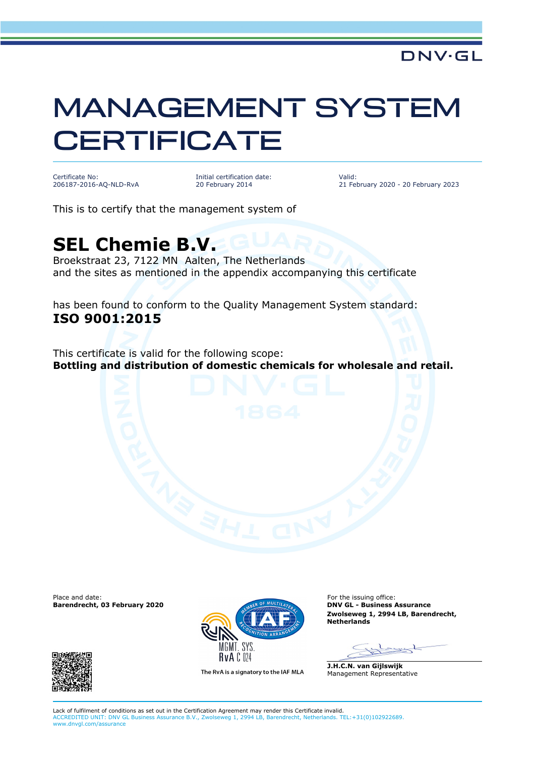DNV·GL

# MANAGEMENT SYSTEM CERTIFICATE

| Certificate No: | Initial certification date: | Valid: |
| --- | --- | --- |
| 206187-2016-AQ-NLD-RvA | 20 February 2014 | 21 February 2020 - 20 February 2023 |

This is to certify that the management system of

## SEL Chemie B.V.

Broekstraat 23, 7122 MN Aalten, The Netherlands
and the sites as mentioned in the appendix accompanying this certificate

has been found to conform to the Quality Management System standard:
**ISO 9001:2015**

This certificate is valid for the following scope:
**Bottling and distribution of domestic chemicals for wholesale and retail.**

Place and date:
**Barendrecht, 03 February 2020**

MGMT. SYS.
RvA C 024

The RvA is a signatory to the IAF MLA

For the issuing office:
**DNV GL - Business Assurance**
**Zwolseweg 1, 2994 LB, Barendrecht, Netherlands**

**J.H.C.N. van Gijlswijk**
Management Representative

Lack of fulfilment of conditions as set out in the Certification Agreement may render this Certificate invalid.
ACCREDITED UNIT: DNV GL Business Assurance B.V., Zwolseweg 1, 2994 LB, Barendrecht, Netherlands. TEL:+31(0)102922689. www.dnvgl.com/assurance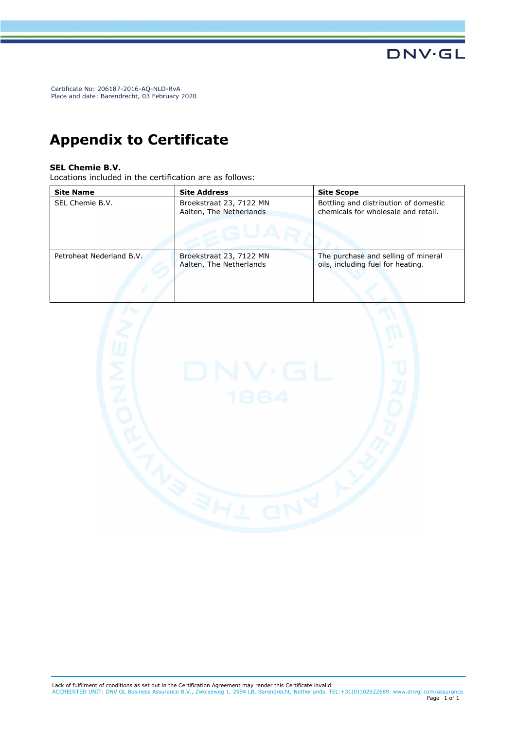Certificate No: 206187-2016-AQ-NLD-RvA
Place and date: Barendrecht, 03 February 2020

# Appendix to Certificate

**SEL Chemie B.V.**
Locations included in the certification are as follows:

| Site Name | Site Address | Site Scope |
|---|---|---|
| SEL Chemie B.V. | Broekstraat 23, 7122 MN Aalten, The Netherlands | Bottling and distribution of domestic chemicals for wholesale and retail. |
| Petroheat Nederland B.V. | Broekstraat 23, 7122 MN Aalten, The Netherlands | The purchase and selling of mineral oils, including fuel for heating. |

Lack of fulfilment of conditions as set out in the Certification Agreement may render this Certificate invalid.
ACCREDITED UNIT: DNV GL Business Assurance B.V., Zwolseweg 1, 2994 LB, Barendrecht, Netherlands. TEL:+31(0)102922689. www.dnvgl.com/assurance